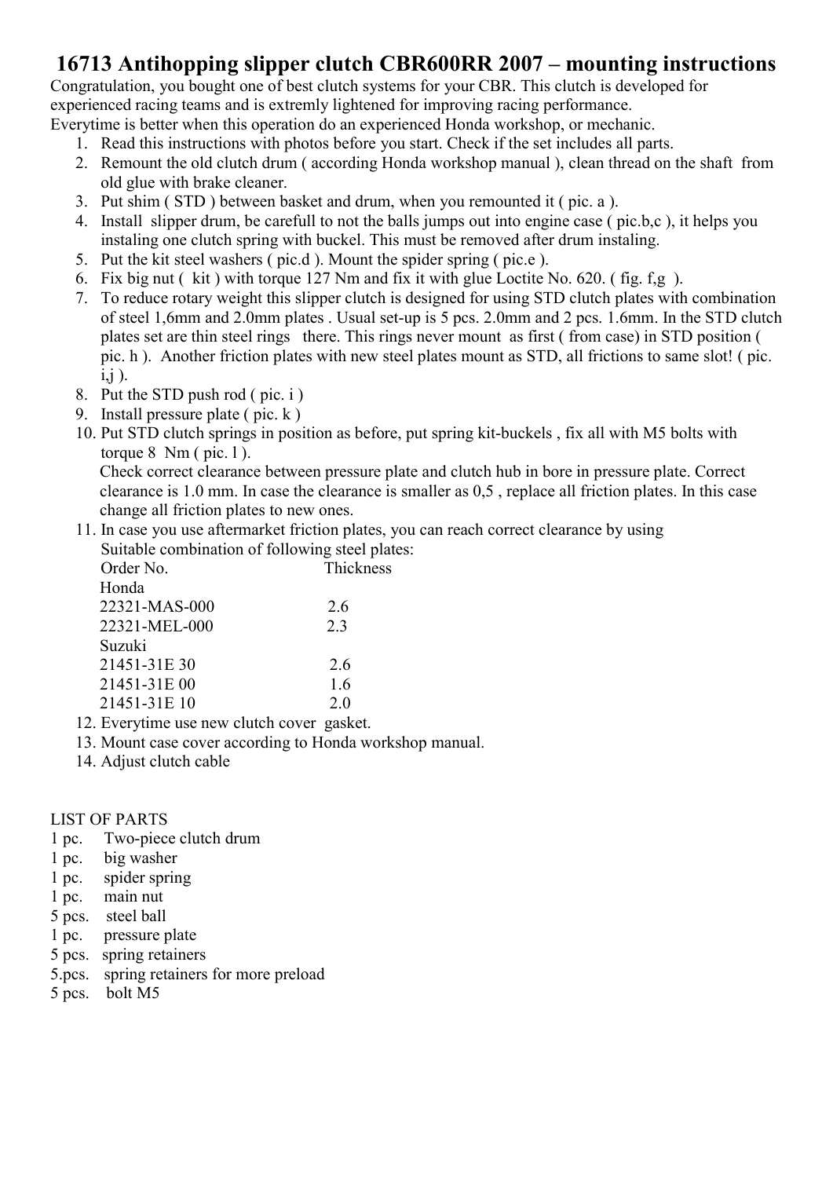# 16713 Antihopping slipper clutch CBR600RR 2007 – mounting instructions

Congratulation, you bought one of best clutch systems for your CBR. This clutch is developed for experienced racing teams and is extremly lightened for improving racing performance.
Everytime is better when this operation do an experienced Honda workshop, or mechanic.

1. Read this instructions with photos before you start. Check if the set includes all parts.
2. Remount the old clutch drum ( according Honda workshop manual ), clean thread on the shaft from old glue with brake cleaner.
3. Put shim ( STD ) between basket and drum, when you remounted it ( pic. a ).
4. Install slipper drum, be carefull to not the balls jumps out into engine case ( pic.b,c ), it helps you instaling one clutch spring with buckel. This must be removed after drum instaling.
5. Put the kit steel washers ( pic.d ). Mount the spider spring ( pic.e ).
6. Fix big nut ( kit ) with torque 127 Nm and fix it with glue Loctite No. 620. ( fig. f,g ).
7. To reduce rotary weight this slipper clutch is designed for using STD clutch plates with combination of steel 1,6mm and 2.0mm plates . Usual set-up is 5 pcs. 2.0mm and 2 pcs. 1.6mm. In the STD clutch plates set are thin steel rings there. This rings never mount as first ( from case) in STD position ( pic. h ). Another friction plates with new steel plates mount as STD, all frictions to same slot! ( pic. i,j ).
8. Put the STD push rod ( pic. i )
9. Install pressure plate ( pic. k )
10. Put STD clutch springs in position as before, put spring kit-buckels , fix all with M5 bolts with torque 8 Nm ( pic. l ).
    Check correct clearance between pressure plate and clutch hub in bore in pressure plate. Correct clearance is 1.0 mm. In case the clearance is smaller as 0,5 , replace all friction plates. In this case change all friction plates to new ones.
11. In case you use aftermarket friction plates, you can reach correct clearance by using Suitable combination of following steel plates:

| Order No. | Thickness |
|---|---|
| Honda | |
| 22321-MAS-000 | 2.6 |
| 22321-MEL-000 | 2.3 |
| Suzuki | |
| 21451-31E 30 | 2.6 |
| 21451-31E 00 | 1.6 |
| 21451-31E 10 | 2.0 |

12. Everytime use new clutch cover gasket.
13. Mount case cover according to Honda workshop manual.
14. Adjust clutch cable

LIST OF PARTS

1 pc. Two-piece clutch drum
1 pc. big washer
1 pc. spider spring
1 pc. main nut
5 pcs. steel ball
1 pc. pressure plate
5 pcs. spring retainers
5.pcs. spring retainers for more preload
5 pcs. bolt M5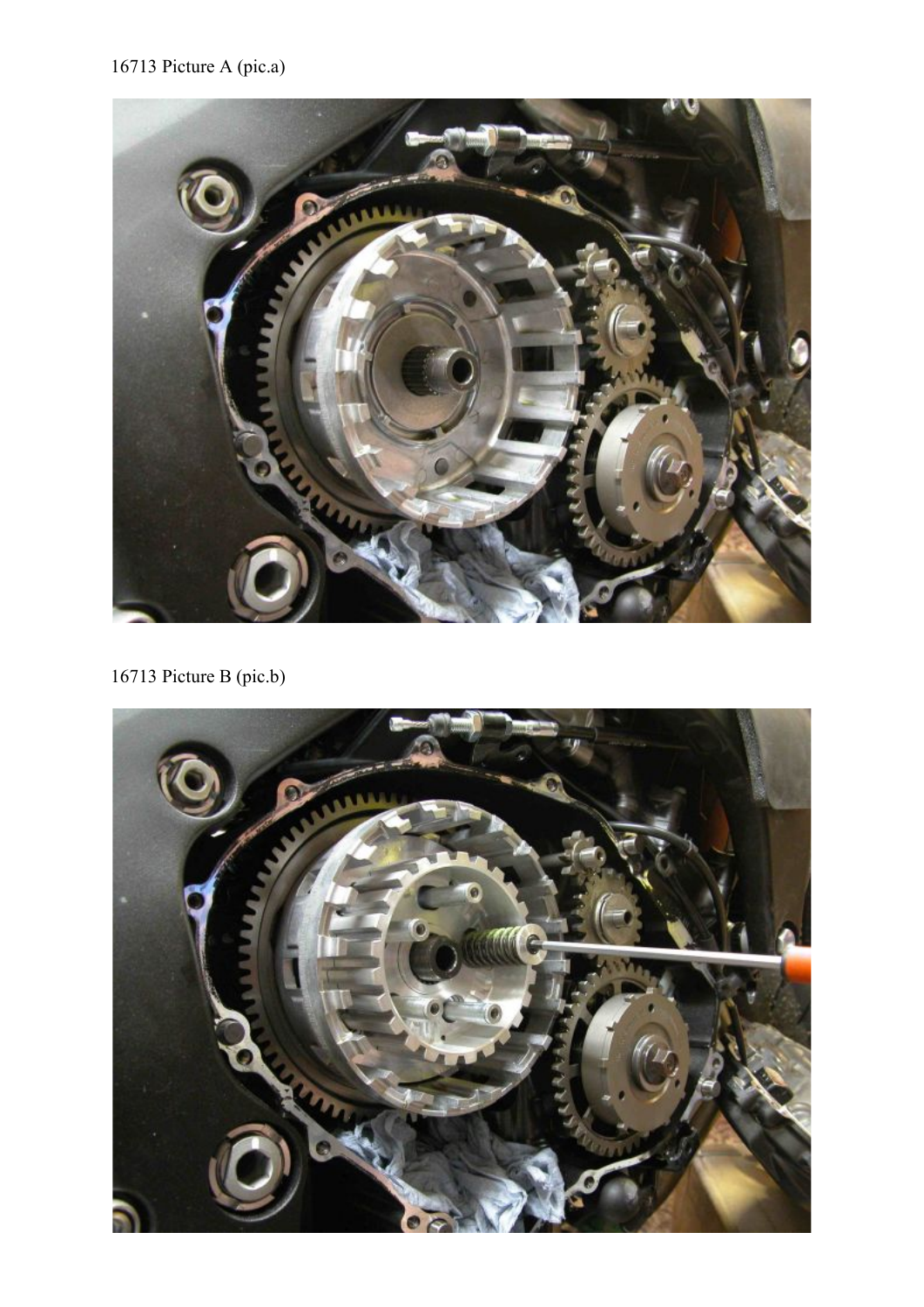16713 Picture A (pic.a)

16713 Picture B (pic.b)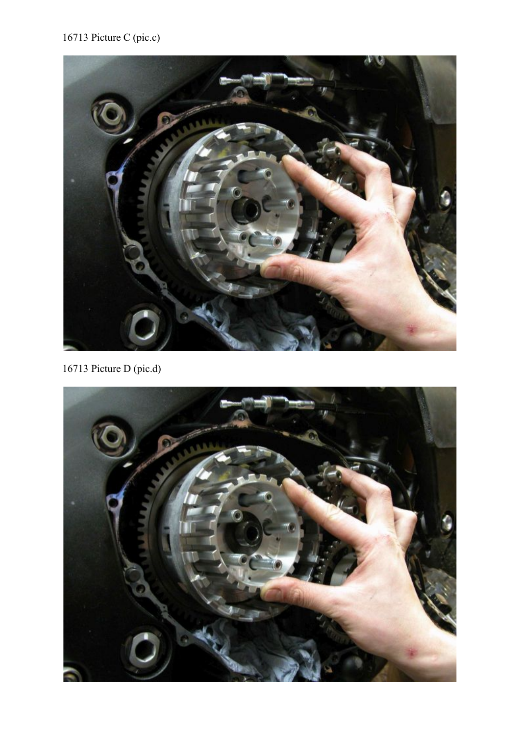16713 Picture C (pic.c)

16713 Picture D (pic.d)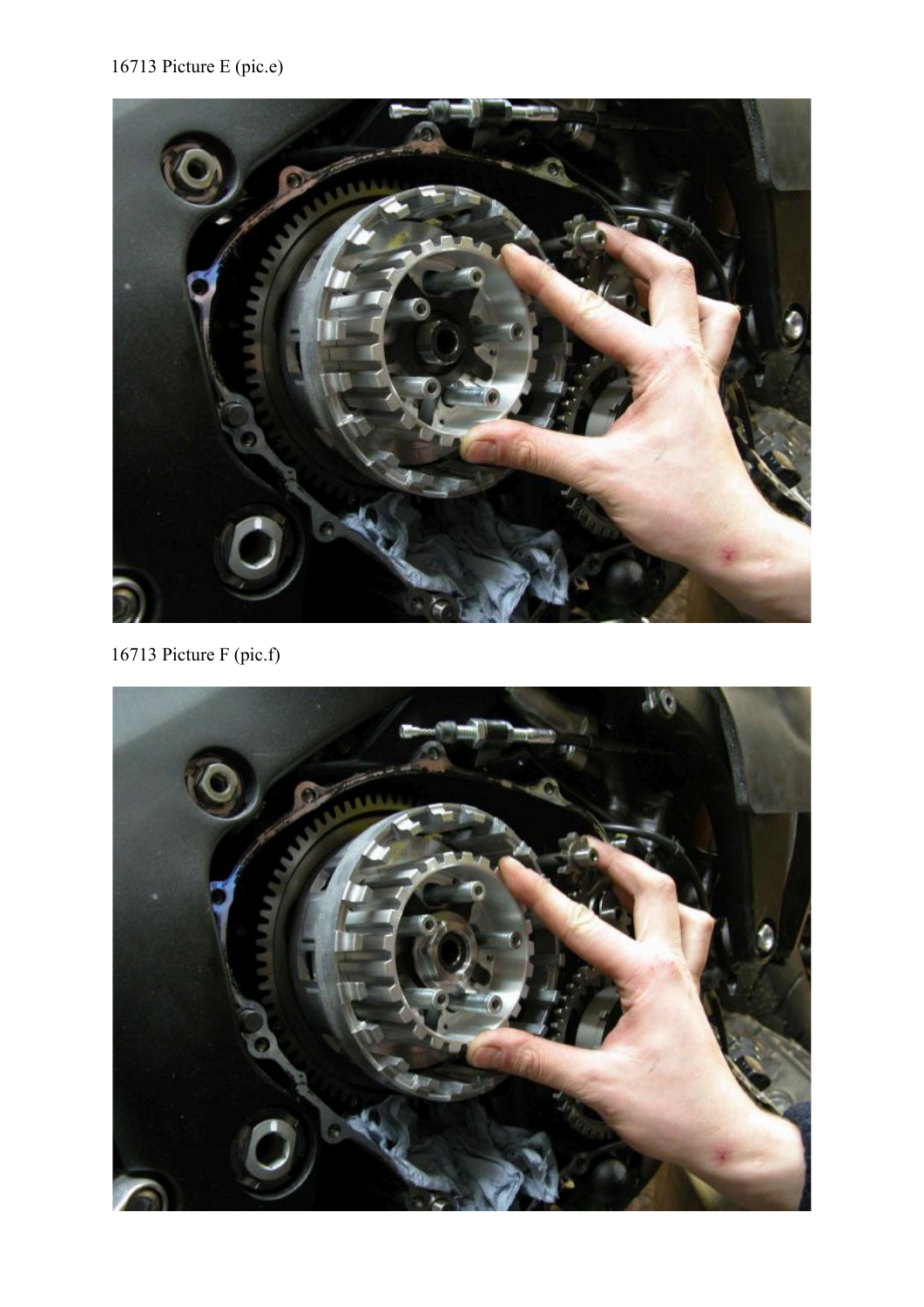16713 Picture E (pic.e)

16713 Picture F (pic.f)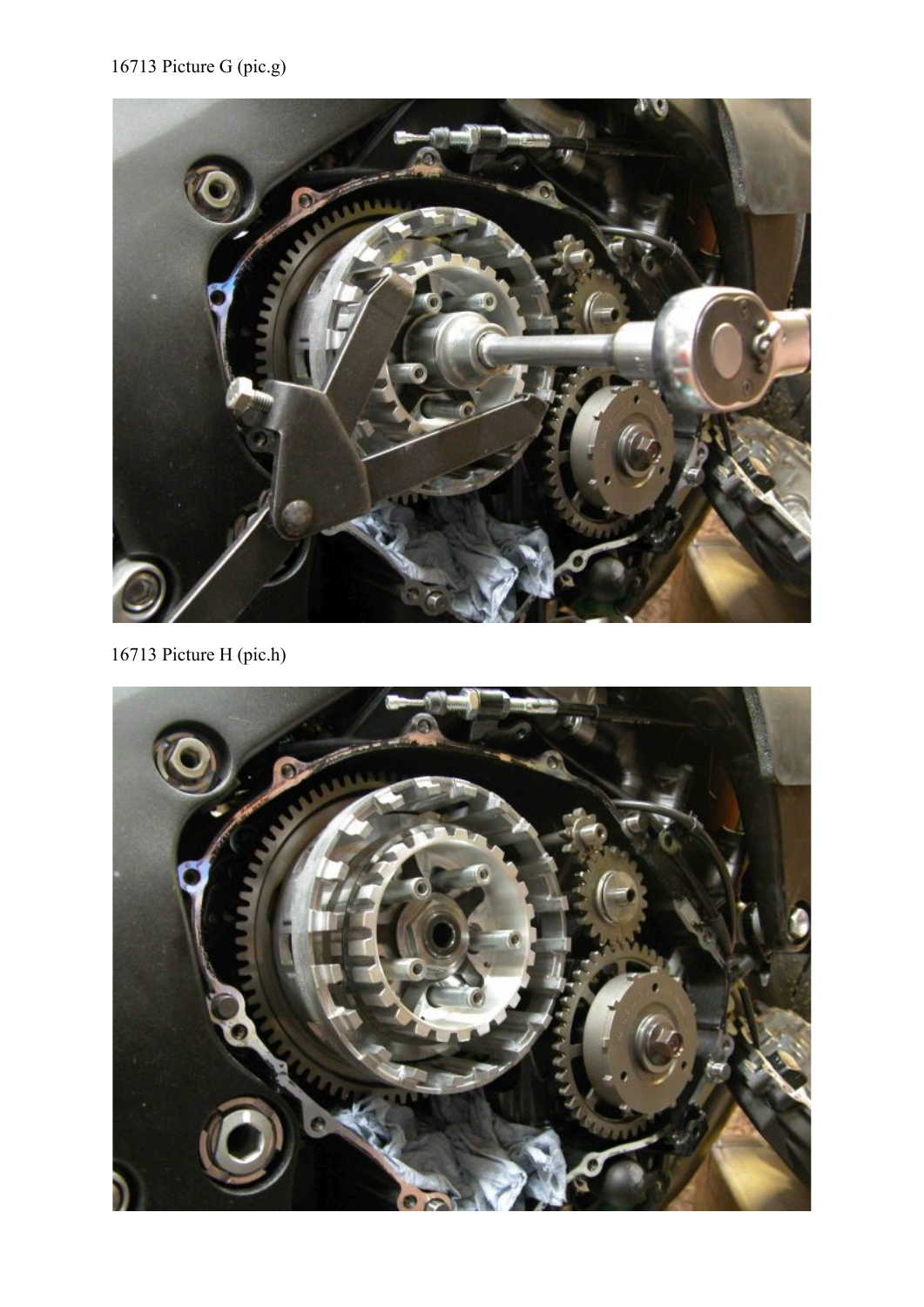16713 Picture G (pic.g)

16713 Picture H (pic.h)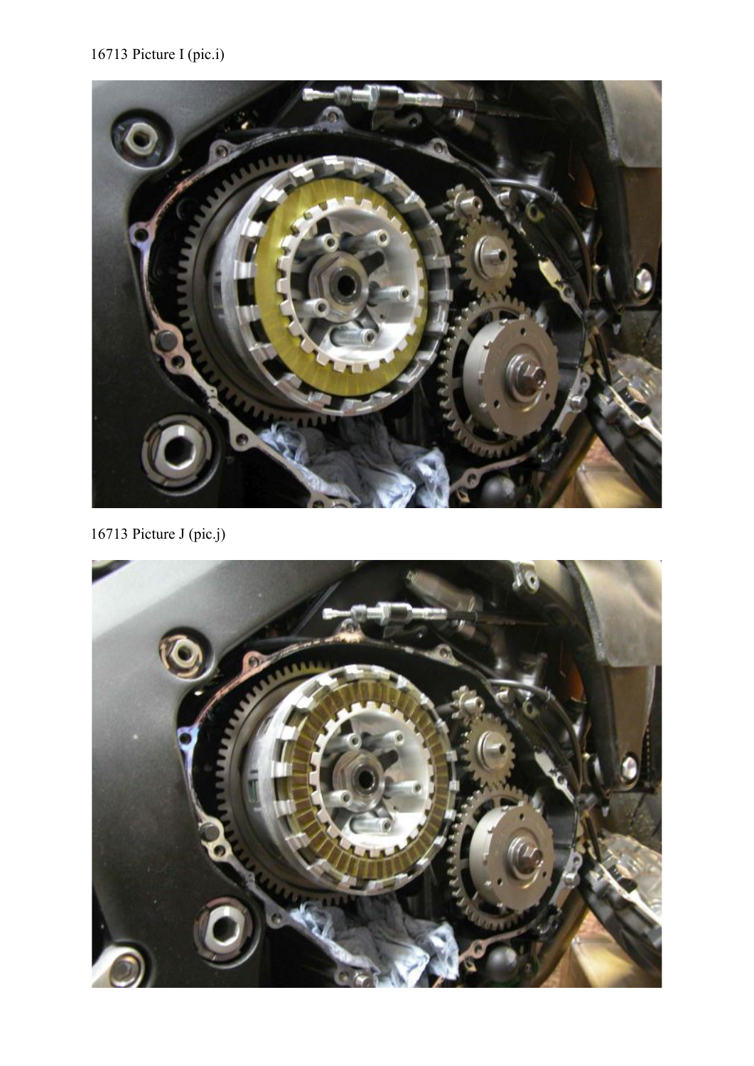16713 Picture I (pic.i)

16713 Picture J (pic.j)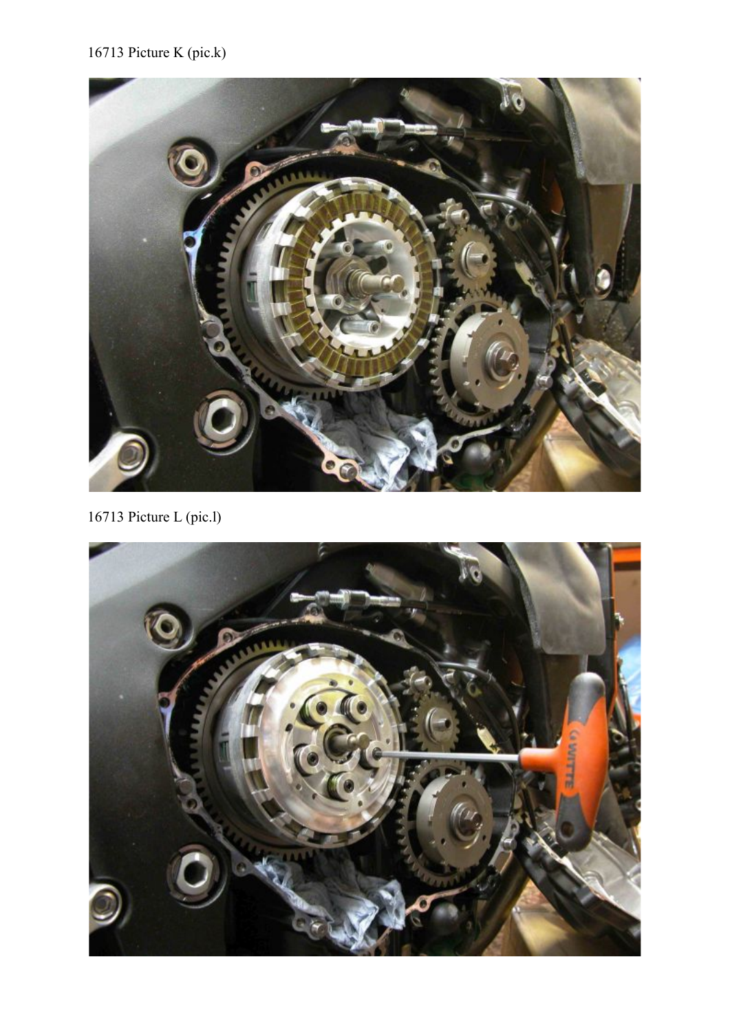16713 Picture K (pic.k)

16713 Picture L (pic.l)